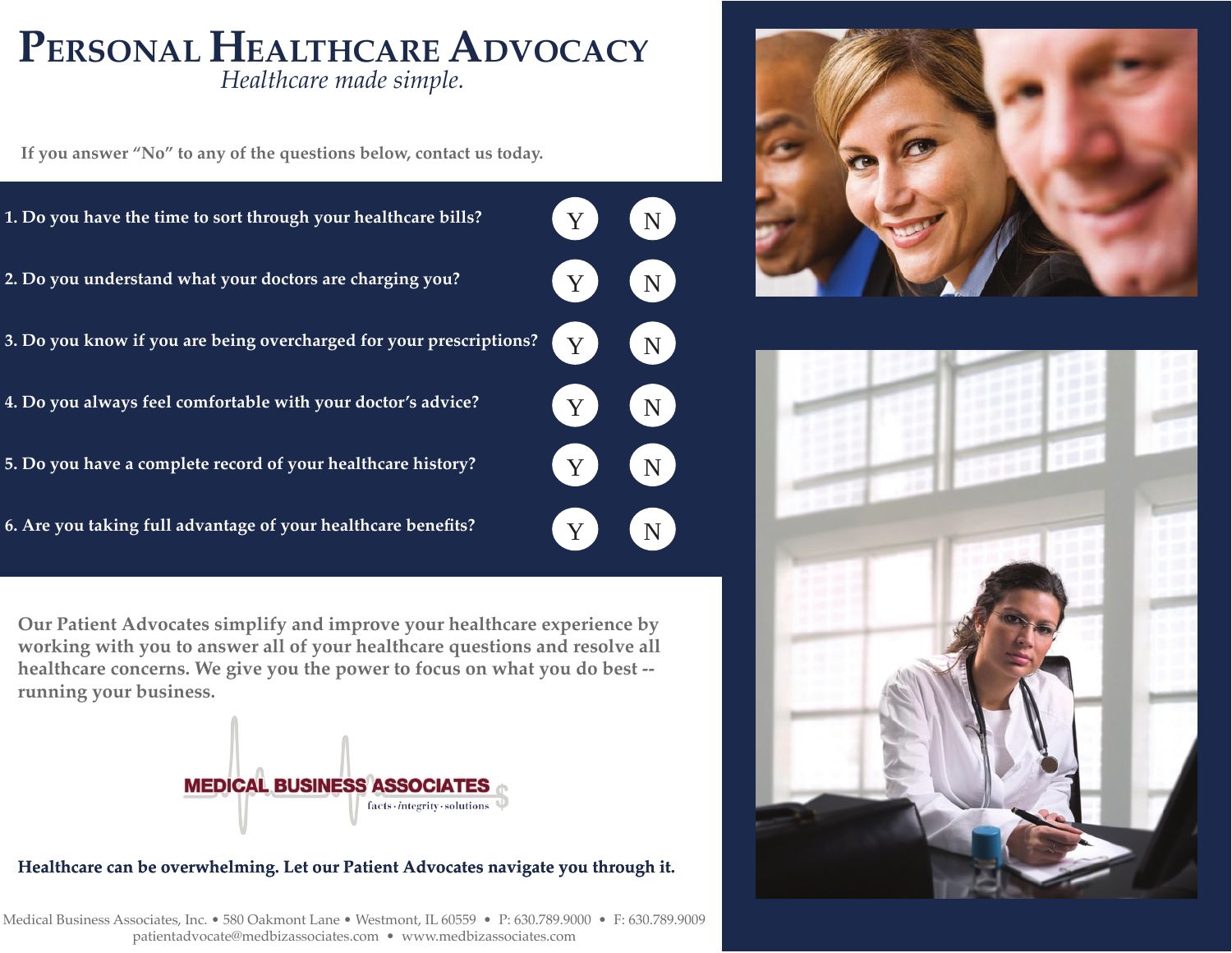# Personal Healthcare Advocacy

*Healthcare made simple.*

**If you answer "No" to any of the questions below, contact us today.**

| Question | | |
|---|---|---|
| **1. Do you have the time to sort through your healthcare bills?** | Y | N |
| **2. Do you understand what your doctors are charging you?** | Y | N |
| **3. Do you know if you are being overcharged for your prescriptions?** | Y | N |
| **4. Do you always feel comfortable with your doctor's advice?** | Y | N |
| **5. Do you have a complete record of your healthcare history?** | Y | N |
| **6. Are you taking full advantage of your healthcare benefits?** | Y | N |

**Our Patient Advocates simplify and improve your healthcare experience by working with you to answer all of your healthcare questions and resolve all healthcare concerns. We give you the power to focus on what you do best -- running your business.**

**MEDICAL BUSINESS ASSOCIATES**
facts · integrity · solutions

**Healthcare can be overwhelming. Let our Patient Advocates navigate you through it.**

Medical Business Associates, Inc. • 580 Oakmont Lane • Westmont, IL 60559 • P: 630.789.9000 • F: 630.789.9009
patientadvocate@medbizassociates.com • www.medbizassociates.com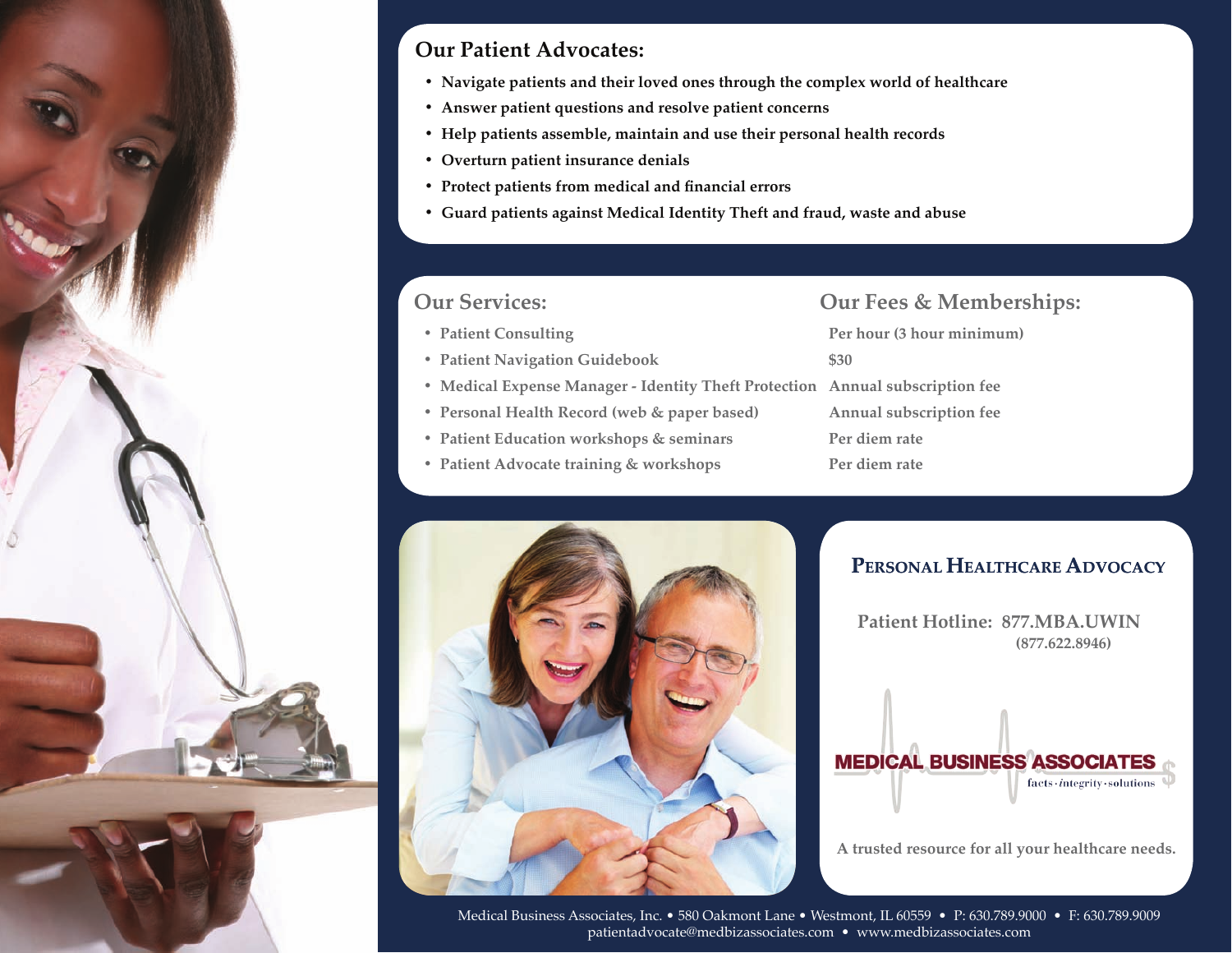## Our Patient Advocates:

- Navigate patients and their loved ones through the complex world of healthcare
- Answer patient questions and resolve patient concerns
- Help patients assemble, maintain and use their personal health records
- Overturn patient insurance denials
- Protect patients from medical and financial errors
- Guard patients against Medical Identity Theft and fraud, waste and abuse

| Our Services: | Our Fees & Memberships: |
| --- | --- |
| Patient Consulting | Per hour (3 hour minimum) |
| Patient Navigation Guidebook | $30 |
| Medical Expense Manager - Identity Theft Protection | Annual subscription fee |
| Personal Health Record (web & paper based) | Annual subscription fee |
| Patient Education workshops & seminars | Per diem rate |
| Patient Advocate training & workshops | Per diem rate |

## Personal Healthcare Advocacy

**Patient Hotline: 877.MBA.UWIN**
(877.622.8946)

MEDICAL BUSINESS ASSOCIATES
facts · integrity · solutions

A trusted resource for all your healthcare needs.

Medical Business Associates, Inc. • 580 Oakmont Lane • Westmont, IL 60559 • P: 630.789.9000 • F: 630.789.9009
patientadvocate@medbizassociates.com • www.medbizassociates.com